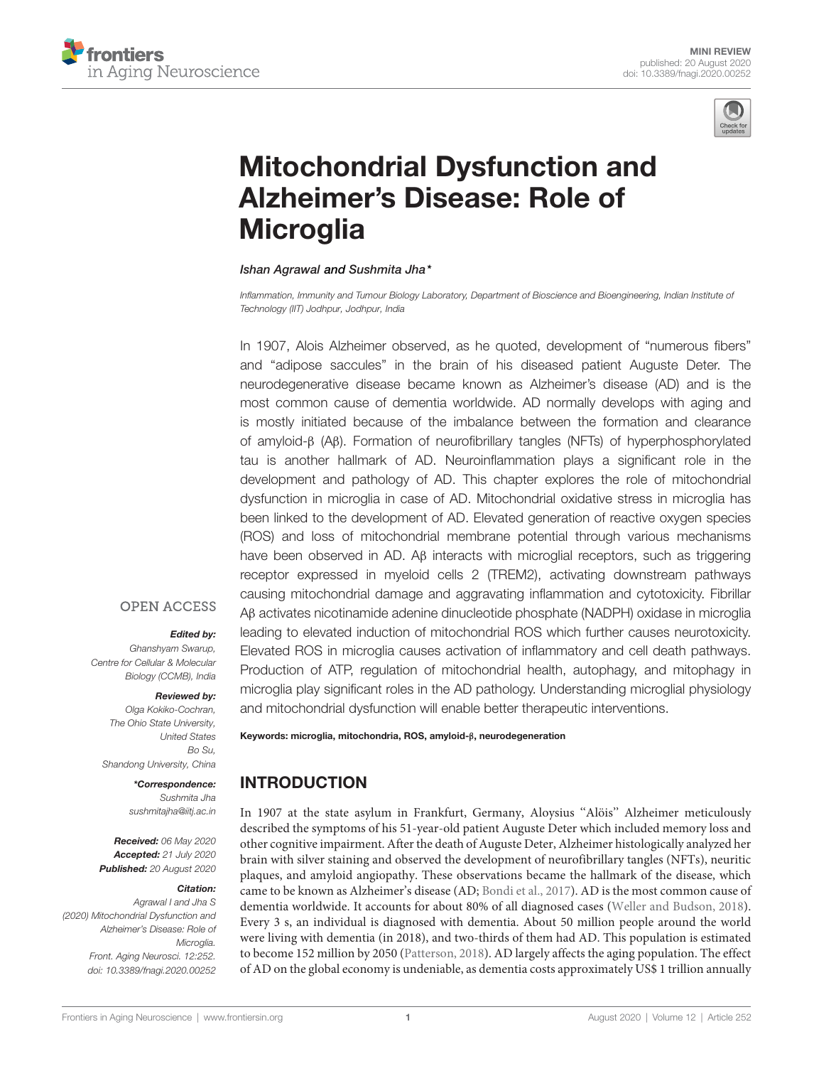MINI REVIEW
published: 20 August 2020
doi: 10.3389/fnagi.2020.00252

# Mitochondrial Dysfunction and Alzheimer's Disease: Role of Microglia

*Ishan Agrawal and Sushmita Jha\**

*Inflammation, Immunity and Tumour Biology Laboratory, Department of Bioscience and Bioengineering, Indian Institute of Technology (IIT) Jodhpur, Jodhpur, India*

In 1907, Alois Alzheimer observed, as he quoted, development of "numerous fibers" and "adipose saccules" in the brain of his diseased patient Auguste Deter. The neurodegenerative disease became known as Alzheimer's disease (AD) and is the most common cause of dementia worldwide. AD normally develops with aging and is mostly initiated because of the imbalance between the formation and clearance of amyloid-β (Aβ). Formation of neurofibrillary tangles (NFTs) of hyperphosphorylated tau is another hallmark of AD. Neuroinflammation plays a significant role in the development and pathology of AD. This chapter explores the role of mitochondrial dysfunction in microglia in case of AD. Mitochondrial oxidative stress in microglia has been linked to the development of AD. Elevated generation of reactive oxygen species (ROS) and loss of mitochondrial membrane potential through various mechanisms have been observed in AD. Aβ interacts with microglial receptors, such as triggering receptor expressed in myeloid cells 2 (TREM2), activating downstream pathways causing mitochondrial damage and aggravating inflammation and cytotoxicity. Fibrillar Aβ activates nicotinamide adenine dinucleotide phosphate (NADPH) oxidase in microglia leading to elevated induction of mitochondrial ROS which further causes neurotoxicity. Elevated ROS in microglia causes activation of inflammatory and cell death pathways. Production of ATP, regulation of mitochondrial health, autophagy, and mitophagy in microglia play significant roles in the AD pathology. Understanding microglial physiology and mitochondrial dysfunction will enable better therapeutic interventions.

**Keywords: microglia, mitochondria, ROS, amyloid-β, neurodegeneration**

OPEN ACCESS

***Edited by:***
*Ghanshyam Swarup, Centre for Cellular & Molecular Biology (CCMB), India*

***Reviewed by:***
*Olga Kokiko-Cochran, The Ohio State University, United States*
*Bo Su, Shandong University, China*

***\*Correspondence:***
*Sushmita Jha*
*sushmitajha@iitj.ac.in*

***Received:*** *06 May 2020*
***Accepted:*** *21 July 2020*
***Published:*** *20 August 2020*

***Citation:***
*Agrawal I and Jha S (2020) Mitochondrial Dysfunction and Alzheimer's Disease: Role of Microglia. Front. Aging Neurosci. 12:252. doi: 10.3389/fnagi.2020.00252*

## INTRODUCTION

In 1907 at the state asylum in Frankfurt, Germany, Aloysius "Alöis" Alzheimer meticulously described the symptoms of his 51-year-old patient Auguste Deter which included memory loss and other cognitive impairment. After the death of Auguste Deter, Alzheimer histologically analyzed her brain with silver staining and observed the development of neurofibrillary tangles (NFTs), neuritic plaques, and amyloid angiopathy. These observations became the hallmark of the disease, which came to be known as Alzheimer's disease (AD; Bondi et al., 2017). AD is the most common cause of dementia worldwide. It accounts for about 80% of all diagnosed cases (Weller and Budson, 2018). Every 3 s, an individual is diagnosed with dementia. About 50 million people around the world were living with dementia (in 2018), and two-thirds of them had AD. This population is estimated to become 152 million by 2050 (Patterson, 2018). AD largely affects the aging population. The effect of AD on the global economy is undeniable, as dementia costs approximately US$ 1 trillion annually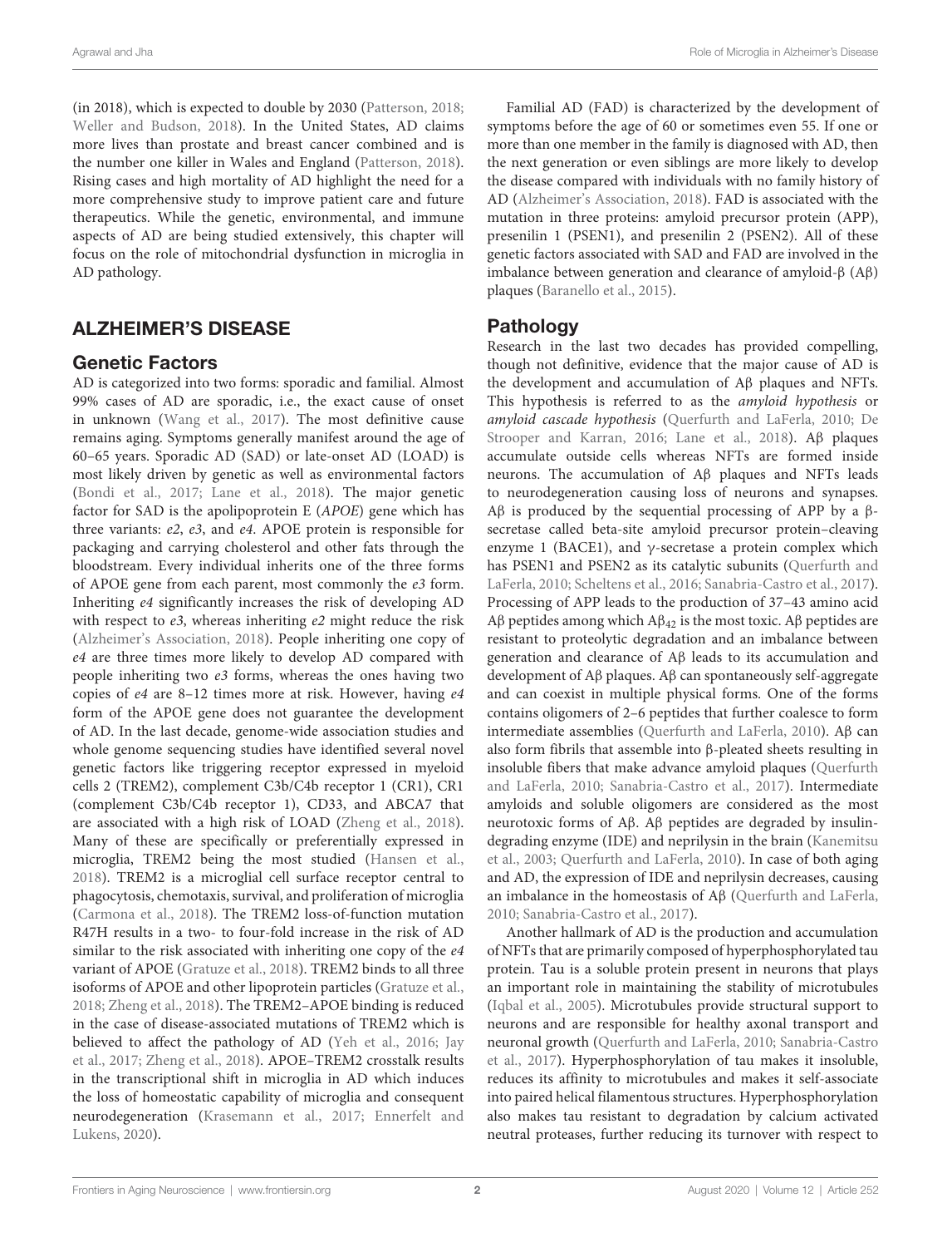(in 2018), which is expected to double by 2030 (Patterson, 2018; Weller and Budson, 2018). In the United States, AD claims more lives than prostate and breast cancer combined and is the number one killer in Wales and England (Patterson, 2018). Rising cases and high mortality of AD highlight the need for a more comprehensive study to improve patient care and future therapeutics. While the genetic, environmental, and immune aspects of AD are being studied extensively, this chapter will focus on the role of mitochondrial dysfunction in microglia in AD pathology.

## ALZHEIMER'S DISEASE

### Genetic Factors

AD is categorized into two forms: sporadic and familial. Almost 99% cases of AD are sporadic, i.e., the exact cause of onset in unknown (Wang et al., 2017). The most definitive cause remains aging. Symptoms generally manifest around the age of 60–65 years. Sporadic AD (SAD) or late-onset AD (LOAD) is most likely driven by genetic as well as environmental factors (Bondi et al., 2017; Lane et al., 2018). The major genetic factor for SAD is the apolipoprotein E (*APOE*) gene which has three variants: *e2*, *e3*, and *e4*. APOE protein is responsible for packaging and carrying cholesterol and other fats through the bloodstream. Every individual inherits one of the three forms of APOE gene from each parent, most commonly the *e3* form. Inheriting *e4* significantly increases the risk of developing AD with respect to *e3*, whereas inheriting *e2* might reduce the risk (Alzheimer's Association, 2018). People inheriting one copy of *e4* are three times more likely to develop AD compared with people inheriting two *e3* forms, whereas the ones having two copies of *e4* are 8–12 times more at risk. However, having *e4* form of the APOE gene does not guarantee the development of AD. In the last decade, genome-wide association studies and whole genome sequencing studies have identified several novel genetic factors like triggering receptor expressed in myeloid cells 2 (TREM2), complement C3b/C4b receptor 1 (CR1), CR1 (complement C3b/C4b receptor 1), CD33, and ABCA7 that are associated with a high risk of LOAD (Zheng et al., 2018). Many of these are specifically or preferentially expressed in microglia, TREM2 being the most studied (Hansen et al., 2018). TREM2 is a microglial cell surface receptor central to phagocytosis, chemotaxis, survival, and proliferation of microglia (Carmona et al., 2018). The TREM2 loss-of-function mutation R47H results in a two- to four-fold increase in the risk of AD similar to the risk associated with inheriting one copy of the *e4* variant of APOE (Gratuze et al., 2018). TREM2 binds to all three isoforms of APOE and other lipoprotein particles (Gratuze et al., 2018; Zheng et al., 2018). The TREM2–APOE binding is reduced in the case of disease-associated mutations of TREM2 which is believed to affect the pathology of AD (Yeh et al., 2016; Jay et al., 2017; Zheng et al., 2018). APOE–TREM2 crosstalk results in the transcriptional shift in microglia in AD which induces the loss of homeostatic capability of microglia and consequent neurodegeneration (Krasemann et al., 2017; Ennerfelt and Lukens, 2020).

Familial AD (FAD) is characterized by the development of symptoms before the age of 60 or sometimes even 55. If one or more than one member in the family is diagnosed with AD, then the next generation or even siblings are more likely to develop the disease compared with individuals with no family history of AD (Alzheimer's Association, 2018). FAD is associated with the mutation in three proteins: amyloid precursor protein (APP), presenilin 1 (PSEN1), and presenilin 2 (PSEN2). All of these genetic factors associated with SAD and FAD are involved in the imbalance between generation and clearance of amyloid-β (Aβ) plaques (Baranello et al., 2015).

### Pathology

Research in the last two decades has provided compelling, though not definitive, evidence that the major cause of AD is the development and accumulation of Aβ plaques and NFTs. This hypothesis is referred to as the *amyloid hypothesis* or *amyloid cascade hypothesis* (Querfurth and LaFerla, 2010; De Strooper and Karran, 2016; Lane et al., 2018). Aβ plaques accumulate outside cells whereas NFTs are formed inside neurons. The accumulation of Aβ plaques and NFTs leads to neurodegeneration causing loss of neurons and synapses. Aβ is produced by the sequential processing of APP by a β-secretase called beta-site amyloid precursor protein–cleaving enzyme 1 (BACE1), and γ-secretase a protein complex which has PSEN1 and PSEN2 as its catalytic subunits (Querfurth and LaFerla, 2010; Scheltens et al., 2016; Sanabria-Castro et al., 2017). Processing of APP leads to the production of 37–43 amino acid Aβ peptides among which $A\beta_{42}$ is the most toxic. Aβ peptides are resistant to proteolytic degradation and an imbalance between generation and clearance of Aβ leads to its accumulation and development of Aβ plaques. Aβ can spontaneously self-aggregate and can coexist in multiple physical forms. One of the forms contains oligomers of 2–6 peptides that further coalesce to form intermediate assemblies (Querfurth and LaFerla, 2010). Aβ can also form fibrils that assemble into β-pleated sheets resulting in insoluble fibers that make advance amyloid plaques (Querfurth and LaFerla, 2010; Sanabria-Castro et al., 2017). Intermediate amyloids and soluble oligomers are considered as the most neurotoxic forms of Aβ. Aβ peptides are degraded by insulin-degrading enzyme (IDE) and neprilysin in the brain (Kanemitsu et al., 2003; Querfurth and LaFerla, 2010). In case of both aging and AD, the expression of IDE and neprilysin decreases, causing an imbalance in the homeostasis of Aβ (Querfurth and LaFerla, 2010; Sanabria-Castro et al., 2017).

Another hallmark of AD is the production and accumulation of NFTs that are primarily composed of hyperphosphorylated tau protein. Tau is a soluble protein present in neurons that plays an important role in maintaining the stability of microtubules (Iqbal et al., 2005). Microtubules provide structural support to neurons and are responsible for healthy axonal transport and neuronal growth (Querfurth and LaFerla, 2010; Sanabria-Castro et al., 2017). Hyperphosphorylation of tau makes it insoluble, reduces its affinity to microtubules and makes it self-associate into paired helical filamentous structures. Hyperphosphorylation also makes tau resistant to degradation by calcium activated neutral proteases, further reducing its turnover with respect to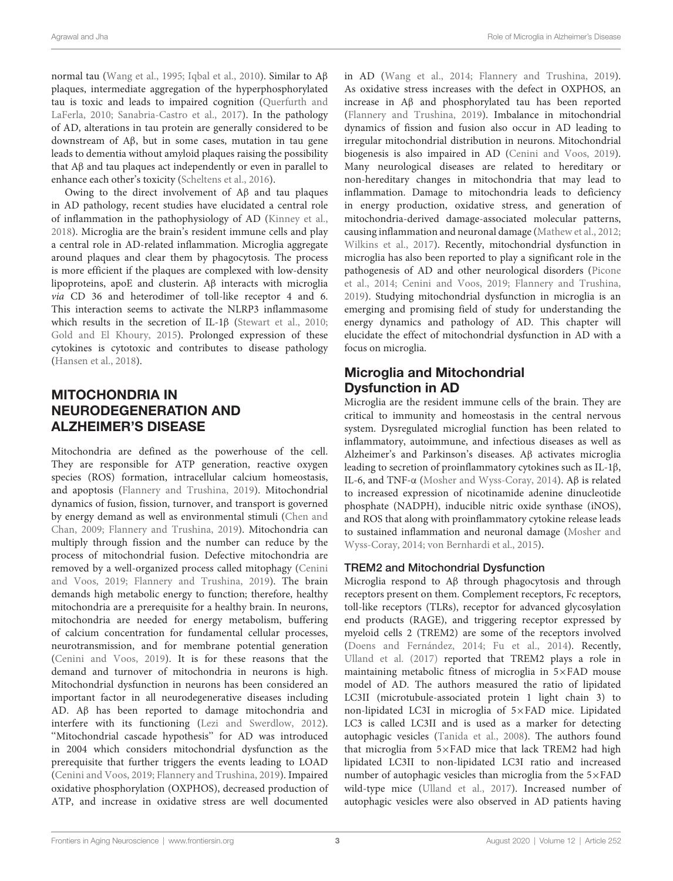normal tau (Wang et al., 1995; Iqbal et al., 2010). Similar to Aβ plaques, intermediate aggregation of the hyperphosphorylated tau is toxic and leads to impaired cognition (Querfurth and LaFerla, 2010; Sanabria-Castro et al., 2017). In the pathology of AD, alterations in tau protein are generally considered to be downstream of Aβ, but in some cases, mutation in tau gene leads to dementia without amyloid plaques raising the possibility that Aβ and tau plaques act independently or even in parallel to enhance each other's toxicity (Scheltens et al., 2016).

Owing to the direct involvement of Aβ and tau plaques in AD pathology, recent studies have elucidated a central role of inflammation in the pathophysiology of AD (Kinney et al., 2018). Microglia are the brain's resident immune cells and play a central role in AD-related inflammation. Microglia aggregate around plaques and clear them by phagocytosis. The process is more efficient if the plaques are complexed with low-density lipoproteins, apoE and clusterin. Aβ interacts with microglia *via* CD 36 and heterodimer of toll-like receptor 4 and 6. This interaction seems to activate the NLRP3 inflammasome which results in the secretion of IL-1β (Stewart et al., 2010; Gold and El Khoury, 2015). Prolonged expression of these cytokines is cytotoxic and contributes to disease pathology (Hansen et al., 2018).

## MITOCHONDRIA IN NEURODEGENERATION AND ALZHEIMER'S DISEASE

Mitochondria are defined as the powerhouse of the cell. They are responsible for ATP generation, reactive oxygen species (ROS) formation, intracellular calcium homeostasis, and apoptosis (Flannery and Trushina, 2019). Mitochondrial dynamics of fusion, fission, turnover, and transport is governed by energy demand as well as environmental stimuli (Chen and Chan, 2009; Flannery and Trushina, 2019). Mitochondria can multiply through fission and the number can reduce by the process of mitochondrial fusion. Defective mitochondria are removed by a well-organized process called mitophagy (Cenini and Voos, 2019; Flannery and Trushina, 2019). The brain demands high metabolic energy to function; therefore, healthy mitochondria are a prerequisite for a healthy brain. In neurons, mitochondria are needed for energy metabolism, buffering of calcium concentration for fundamental cellular processes, neurotransmission, and for membrane potential generation (Cenini and Voos, 2019). It is for these reasons that the demand and turnover of mitochondria in neurons is high. Mitochondrial dysfunction in neurons has been considered an important factor in all neurodegenerative diseases including AD. Aβ has been reported to damage mitochondria and interfere with its functioning (Lezi and Swerdlow, 2012). "Mitochondrial cascade hypothesis" for AD was introduced in 2004 which considers mitochondrial dysfunction as the prerequisite that further triggers the events leading to LOAD (Cenini and Voos, 2019; Flannery and Trushina, 2019). Impaired oxidative phosphorylation (OXPHOS), decreased production of ATP, and increase in oxidative stress are well documented in AD (Wang et al., 2014; Flannery and Trushina, 2019). As oxidative stress increases with the defect in OXPHOS, an increase in Aβ and phosphorylated tau has been reported (Flannery and Trushina, 2019). Imbalance in mitochondrial dynamics of fission and fusion also occur in AD leading to irregular mitochondrial distribution in neurons. Mitochondrial biogenesis is also impaired in AD (Cenini and Voos, 2019). Many neurological diseases are related to hereditary or non-hereditary changes in mitochondria that may lead to inflammation. Damage to mitochondria leads to deficiency in energy production, oxidative stress, and generation of mitochondria-derived damage-associated molecular patterns, causing inflammation and neuronal damage (Mathew et al., 2012; Wilkins et al., 2017). Recently, mitochondrial dysfunction in microglia has also been reported to play a significant role in the pathogenesis of AD and other neurological disorders (Picone et al., 2014; Cenini and Voos, 2019; Flannery and Trushina, 2019). Studying mitochondrial dysfunction in microglia is an emerging and promising field of study for understanding the energy dynamics and pathology of AD. This chapter will elucidate the effect of mitochondrial dysfunction in AD with a focus on microglia.

### Microglia and Mitochondrial Dysfunction in AD

Microglia are the resident immune cells of the brain. They are critical to immunity and homeostasis in the central nervous system. Dysregulated microglial function has been related to inflammatory, autoimmune, and infectious diseases as well as Alzheimer's and Parkinson's diseases. Aβ activates microglia leading to secretion of proinflammatory cytokines such as IL-1β, IL-6, and TNF-α (Mosher and Wyss-Coray, 2014). Aβ is related to increased expression of nicotinamide adenine dinucleotide phosphate (NADPH), inducible nitric oxide synthase (iNOS), and ROS that along with proinflammatory cytokine release leads to sustained inflammation and neuronal damage (Mosher and Wyss-Coray, 2014; von Bernhardi et al., 2015).

#### TREM2 and Mitochondrial Dysfunction

Microglia respond to Aβ through phagocytosis and through receptors present on them. Complement receptors, Fc receptors, toll-like receptors (TLRs), receptor for advanced glycosylation end products (RAGE), and triggering receptor expressed by myeloid cells 2 (TREM2) are some of the receptors involved (Doens and Fernández, 2014; Fu et al., 2014). Recently, Ulland et al. (2017) reported that TREM2 plays a role in maintaining metabolic fitness of microglia in 5×FAD mouse model of AD. The authors measured the ratio of lipidated LC3II (microtubule-associated protein 1 light chain 3) to non-lipidated LC3I in microglia of 5×FAD mice. Lipidated LC3 is called LC3II and is used as a marker for detecting autophagic vesicles (Tanida et al., 2008). The authors found that microglia from 5×FAD mice that lack TREM2 had high lipidated LC3II to non-lipidated LC3I ratio and increased number of autophagic vesicles than microglia from the 5×FAD wild-type mice (Ulland et al., 2017). Increased number of autophagic vesicles were also observed in AD patients having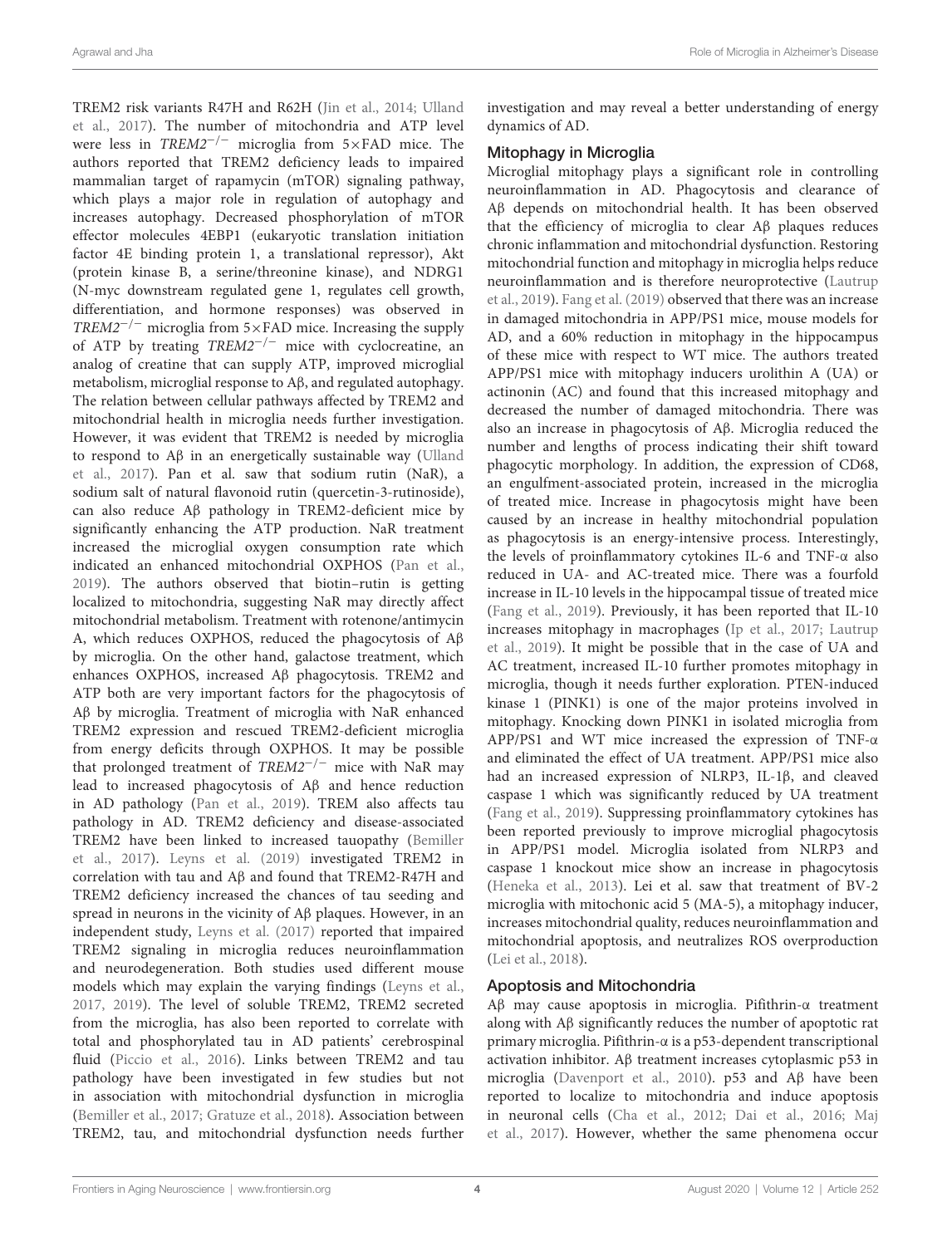TREM2 risk variants R47H and R62H (Jin et al., 2014; Ulland et al., 2017). The number of mitochondria and ATP level were less in *TREM2*$^{-/-}$ microglia from 5×FAD mice. The authors reported that TREM2 deficiency leads to impaired mammalian target of rapamycin (mTOR) signaling pathway, which plays a major role in regulation of autophagy and increases autophagy. Decreased phosphorylation of mTOR effector molecules 4EBP1 (eukaryotic translation initiation factor 4E binding protein 1, a translational repressor), Akt (protein kinase B, a serine/threonine kinase), and NDRG1 (N-myc downstream regulated gene 1, regulates cell growth, differentiation, and hormone responses) was observed in *TREM2*$^{-/-}$ microglia from 5×FAD mice. Increasing the supply of ATP by treating *TREM2*$^{-/-}$ mice with cyclocreatine, an analog of creatine that can supply ATP, improved microglial metabolism, microglial response to Aβ, and regulated autophagy. The relation between cellular pathways affected by TREM2 and mitochondrial health in microglia needs further investigation. However, it was evident that TREM2 is needed by microglia to respond to Aβ in an energetically sustainable way (Ulland et al., 2017). Pan et al. saw that sodium rutin (NaR), a sodium salt of natural flavonoid rutin (quercetin-3-rutinoside), can also reduce Aβ pathology in TREM2-deficient mice by significantly enhancing the ATP production. NaR treatment increased the microglial oxygen consumption rate which indicated an enhanced mitochondrial OXPHOS (Pan et al., 2019). The authors observed that biotin–rutin is getting localized to mitochondria, suggesting NaR may directly affect mitochondrial metabolism. Treatment with rotenone/antimycin A, which reduces OXPHOS, reduced the phagocytosis of Aβ by microglia. On the other hand, galactose treatment, which enhances OXPHOS, increased Aβ phagocytosis. TREM2 and ATP both are very important factors for the phagocytosis of Aβ by microglia. Treatment of microglia with NaR enhanced TREM2 expression and rescued TREM2-deficient microglia from energy deficits through OXPHOS. It may be possible that prolonged treatment of *TREM2*$^{-/-}$ mice with NaR may lead to increased phagocytosis of Aβ and hence reduction in AD pathology (Pan et al., 2019). TREM also affects tau pathology in AD. TREM2 deficiency and disease-associated TREM2 have been linked to increased tauopathy (Bemiller et al., 2017). Leyns et al. (2019) investigated TREM2 in correlation with tau and Aβ and found that TREM2-R47H and TREM2 deficiency increased the chances of tau seeding and spread in neurons in the vicinity of Aβ plaques. However, in an independent study, Leyns et al. (2017) reported that impaired TREM2 signaling in microglia reduces neuroinflammation and neurodegeneration. Both studies used different mouse models which may explain the varying findings (Leyns et al., 2017, 2019). The level of soluble TREM2, TREM2 secreted from the microglia, has also been reported to correlate with total and phosphorylated tau in AD patients' cerebrospinal fluid (Piccio et al., 2016). Links between TREM2 and tau pathology have been investigated in few studies but not in association with mitochondrial dysfunction in microglia (Bemiller et al., 2017; Gratuze et al., 2018). Association between TREM2, tau, and mitochondrial dysfunction needs further investigation and may reveal a better understanding of energy dynamics of AD.

## Mitophagy in Microglia

Microglial mitophagy plays a significant role in controlling neuroinflammation in AD. Phagocytosis and clearance of Aβ depends on mitochondrial health. It has been observed that the efficiency of microglia to clear Aβ plaques reduces chronic inflammation and mitochondrial dysfunction. Restoring mitochondrial function and mitophagy in microglia helps reduce neuroinflammation and is therefore neuroprotective (Lautrup et al., 2019). Fang et al. (2019) observed that there was an increase in damaged mitochondria in APP/PS1 mice, mouse models for AD, and a 60% reduction in mitophagy in the hippocampus of these mice with respect to WT mice. The authors treated APP/PS1 mice with mitophagy inducers urolithin A (UA) or actinonin (AC) and found that this increased mitophagy and decreased the number of damaged mitochondria. There was also an increase in phagocytosis of Aβ. Microglia reduced the number and lengths of process indicating their shift toward phagocytic morphology. In addition, the expression of CD68, an engulfment-associated protein, increased in the microglia of treated mice. Increase in phagocytosis might have been caused by an increase in healthy mitochondrial population as phagocytosis is an energy-intensive process. Interestingly, the levels of proinflammatory cytokines IL-6 and TNF-α also reduced in UA- and AC-treated mice. There was a fourfold increase in IL-10 levels in the hippocampal tissue of treated mice (Fang et al., 2019). Previously, it has been reported that IL-10 increases mitophagy in macrophages (Ip et al., 2017; Lautrup et al., 2019). It might be possible that in the case of UA and AC treatment, increased IL-10 further promotes mitophagy in microglia, though it needs further exploration. PTEN-induced kinase 1 (PINK1) is one of the major proteins involved in mitophagy. Knocking down PINK1 in isolated microglia from APP/PS1 and WT mice increased the expression of TNF-α and eliminated the effect of UA treatment. APP/PS1 mice also had an increased expression of NLRP3, IL-1β, and cleaved caspase 1 which was significantly reduced by UA treatment (Fang et al., 2019). Suppressing proinflammatory cytokines has been reported previously to improve microglial phagocytosis in APP/PS1 model. Microglia isolated from NLRP3 and caspase 1 knockout mice show an increase in phagocytosis (Heneka et al., 2013). Lei et al. saw that treatment of BV-2 microglia with mitochonic acid 5 (MA-5), a mitophagy inducer, increases mitochondrial quality, reduces neuroinflammation and mitochondrial apoptosis, and neutralizes ROS overproduction (Lei et al., 2018).

## Apoptosis and Mitochondria

Aβ may cause apoptosis in microglia. Pifithrin-α treatment along with Aβ significantly reduces the number of apoptotic rat primary microglia. Pifithrin-α is a p53-dependent transcriptional activation inhibitor. Aβ treatment increases cytoplasmic p53 in microglia (Davenport et al., 2010). p53 and Aβ have been reported to localize to mitochondria and induce apoptosis in neuronal cells (Cha et al., 2012; Dai et al., 2016; Maj et al., 2017). However, whether the same phenomena occur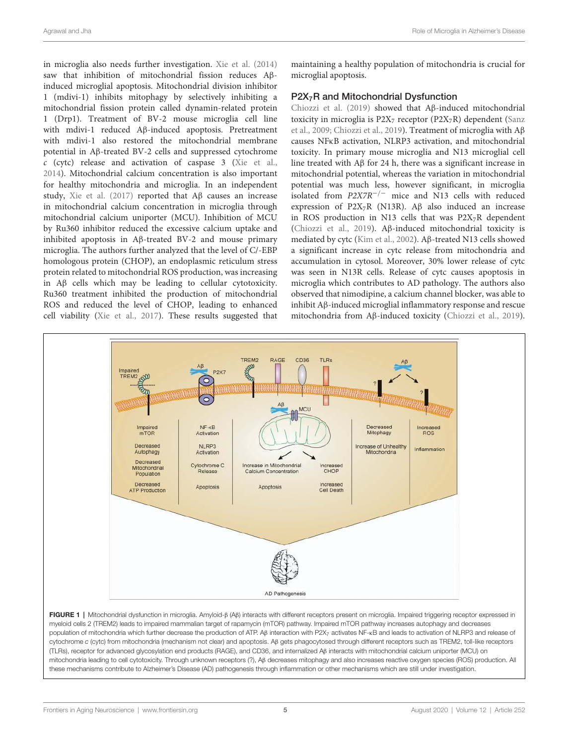in microglia also needs further investigation. Xie et al. (2014) saw that inhibition of mitochondrial fission reduces Aβ-induced microglial apoptosis. Mitochondrial division inhibitor 1 (mdivi-1) inhibits mitophagy by selectively inhibiting a mitochondrial fission protein called dynamin-related protein 1 (Drp1). Treatment of BV-2 mouse microglia cell line with mdivi-1 reduced Aβ-induced apoptosis. Pretreatment with mdivi-1 also restored the mitochondrial membrane potential in Aβ-treated BV-2 cells and suppressed cytochrome *c* (cytc) release and activation of caspase 3 (Xie et al., 2014). Mitochondrial calcium concentration is also important for healthy mitochondria and microglia. In an independent study, Xie et al. (2017) reported that Aβ causes an increase in mitochondrial calcium concentration in microglia through mitochondrial calcium uniporter (MCU). Inhibition of MCU by Ru360 inhibitor reduced the excessive calcium uptake and inhibited apoptosis in Aβ-treated BV-2 and mouse primary microglia. The authors further analyzed that the level of C/-EBP homologous protein (CHOP), an endoplasmic reticulum stress protein related to mitochondrial ROS production, was increasing in Aβ cells which may be leading to cellular cytotoxicity. Ru360 treatment inhibited the production of mitochondrial ROS and reduced the level of CHOP, leading to enhanced cell viability (Xie et al., 2017). These results suggested that maintaining a healthy population of mitochondria is crucial for microglial apoptosis.

## $P2X_7R$ and Mitochondrial Dysfunction

Chiozzi et al. (2019) showed that Aβ-induced mitochondrial toxicity in microglia is $P2X_7$ receptor ($P2X_7R$) dependent (Sanz et al., 2009; Chiozzi et al., 2019). Treatment of microglia with Aβ causes NFκB activation, NLRP3 activation, and mitochondrial toxicity. In primary mouse microglia and N13 microglial cell line treated with Aβ for 24 h, there was a significant increase in mitochondrial potential, whereas the variation in mitochondrial potential was much less, however significant, in microglia isolated from *P2X7R*$^{-/-}$ mice and N13 cells with reduced expression of $P2X_7R$ (N13R). Aβ also induced an increase in ROS production in N13 cells that was $P2X_7R$ dependent (Chiozzi et al., 2019). Aβ-induced mitochondrial toxicity is mediated by cytc (Kim et al., 2002). Aβ-treated N13 cells showed a significant increase in cytc release from mitochondria and accumulation in cytosol. Moreover, 30% lower release of cytc was seen in N13R cells. Release of cytc causes apoptosis in microglia which contributes to AD pathology. The authors also observed that nimodipine, a calcium channel blocker, was able to inhibit Aβ-induced microglial inflammatory response and rescue mitochondria from Aβ-induced toxicity (Chiozzi et al., 2019).

**FIGURE 1 |** Mitochondrial dysfunction in microglia. Amyloid-β (Aβ) interacts with different receptors present on microglia. Impaired triggering receptor expressed in myeloid cells 2 (TREM2) leads to impaired mammalian target of rapamycin (mTOR) pathway. Impaired mTOR pathway increases autophagy and decreases population of mitochondria which further decrease the production of ATP. Aβ interaction with $P2X_7$ activates NF-κB and leads to activation of NLRP3 and release of cytochrome *c* (cytc) from mitochondria (mechanism not clear) and apoptosis. Aβ gets phagocytosed through different receptors such as TREM2, toll-like receptors (TLRs), receptor for advanced glycosylation end products (RAGE), and CD36, and internalized Aβ interacts with mitochondrial calcium uniporter (MCU) on mitochondria leading to cell cytotoxicity. Through unknown receptors (?), Aβ decreases mitophagy and also increases reactive oxygen species (ROS) production. All these mechanisms contribute to Alzheimer's Disease (AD) pathogenesis through inflammation or other mechanisms which are still under investigation.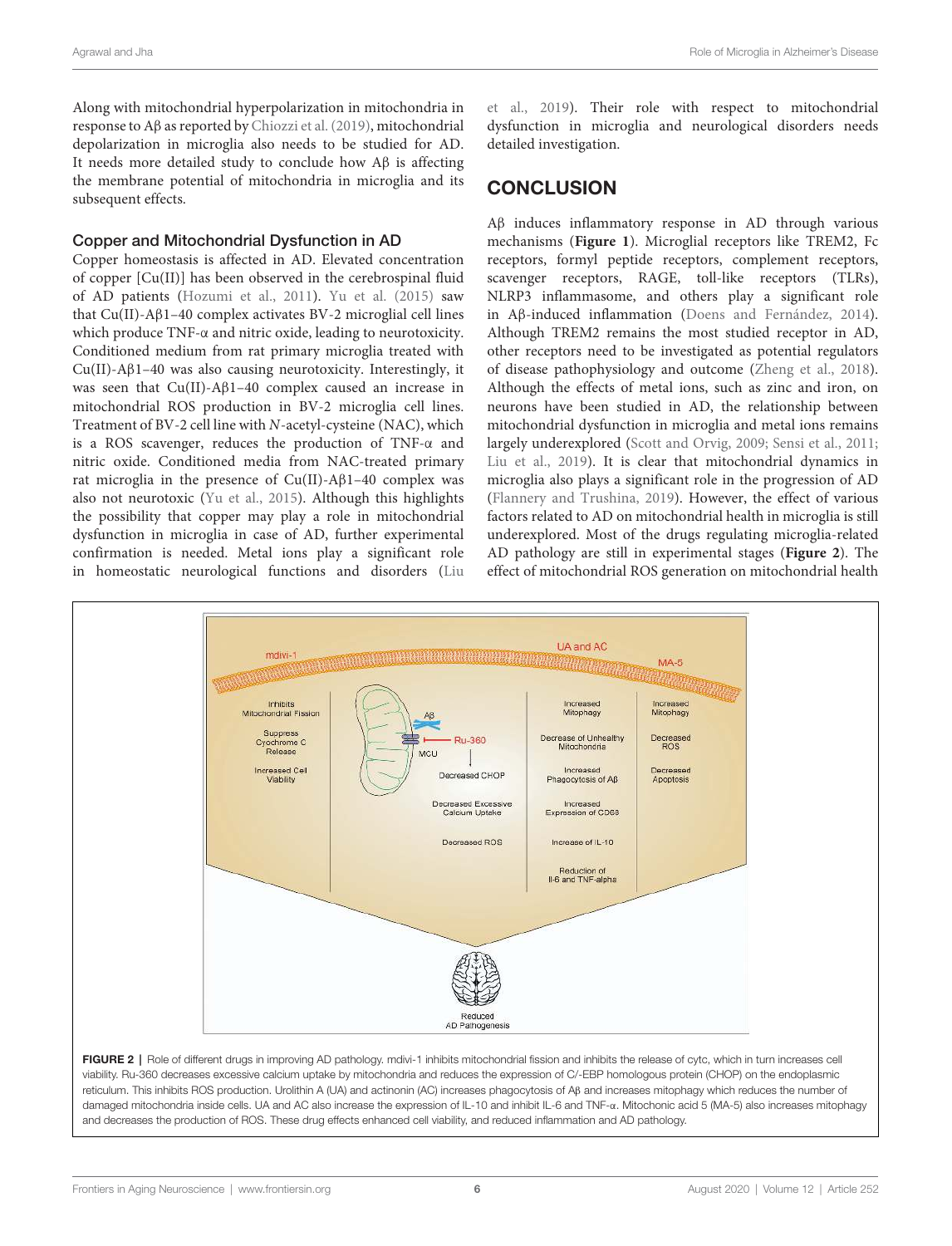Along with mitochondrial hyperpolarization in mitochondria in response to Aβ as reported by Chiozzi et al. (2019), mitochondrial depolarization in microglia also needs to be studied for AD. It needs more detailed study to conclude how Aβ is affecting the membrane potential of mitochondria in microglia and its subsequent effects.

### Copper and Mitochondrial Dysfunction in AD

Copper homeostasis is affected in AD. Elevated concentration of copper [Cu(II)] has been observed in the cerebrospinal fluid of AD patients (Hozumi et al., 2011). Yu et al. (2015) saw that Cu(II)-Aβ1–40 complex activates BV-2 microglial cell lines which produce TNF-α and nitric oxide, leading to neurotoxicity. Conditioned medium from rat primary microglia treated with Cu(II)-Aβ1–40 was also causing neurotoxicity. Interestingly, it was seen that Cu(II)-Aβ1–40 complex caused an increase in mitochondrial ROS production in BV-2 microglia cell lines. Treatment of BV-2 cell line with *N*-acetyl-cysteine (NAC), which is a ROS scavenger, reduces the production of TNF-α and nitric oxide. Conditioned media from NAC-treated primary rat microglia in the presence of Cu(II)-Aβ1–40 complex was also not neurotoxic (Yu et al., 2015). Although this highlights the possibility that copper may play a role in mitochondrial dysfunction in microglia in case of AD, further experimental confirmation is needed. Metal ions play a significant role in homeostatic neurological functions and disorders (Liu et al., 2019). Their role with respect to mitochondrial dysfunction in microglia and neurological disorders needs detailed investigation.

## CONCLUSION

Aβ induces inflammatory response in AD through various mechanisms (**Figure 1**). Microglial receptors like TREM2, Fc receptors, formyl peptide receptors, complement receptors, scavenger receptors, RAGE, toll-like receptors (TLRs), NLRP3 inflammasome, and others play a significant role in Aβ-induced inflammation (Doens and Fernández, 2014). Although TREM2 remains the most studied receptor in AD, other receptors need to be investigated as potential regulators of disease pathophysiology and outcome (Zheng et al., 2018). Although the effects of metal ions, such as zinc and iron, on neurons have been studied in AD, the relationship between mitochondrial dysfunction in microglia and metal ions remains largely underexplored (Scott and Orvig, 2009; Sensi et al., 2011; Liu et al., 2019). It is clear that mitochondrial dynamics in microglia also plays a significant role in the progression of AD (Flannery and Trushina, 2019). However, the effect of various factors related to AD on mitochondrial health in microglia is still underexplored. Most of the drugs regulating microglia-related AD pathology are still in experimental stages (**Figure 2**). The effect of mitochondrial ROS generation on mitochondrial health

**FIGURE 2 |** Role of different drugs in improving AD pathology. mdivi-1 inhibits mitochondrial fission and inhibits the release of cytc, which in turn increases cell viability. Ru-360 decreases excessive calcium uptake by mitochondria and reduces the expression of C/-EBP homologous protein (CHOP) on the endoplasmic reticulum. This inhibits ROS production. Urolithin A (UA) and actinonin (AC) increases phagocytosis of Aβ and increases mitophagy which reduces the number of damaged mitochondria inside cells. UA and AC also increase the expression of IL-10 and inhibit IL-6 and TNF-α. Mitochonic acid 5 (MA-5) also increases mitophagy and decreases the production of ROS. These drug effects enhanced cell viability, and reduced inflammation and AD pathology.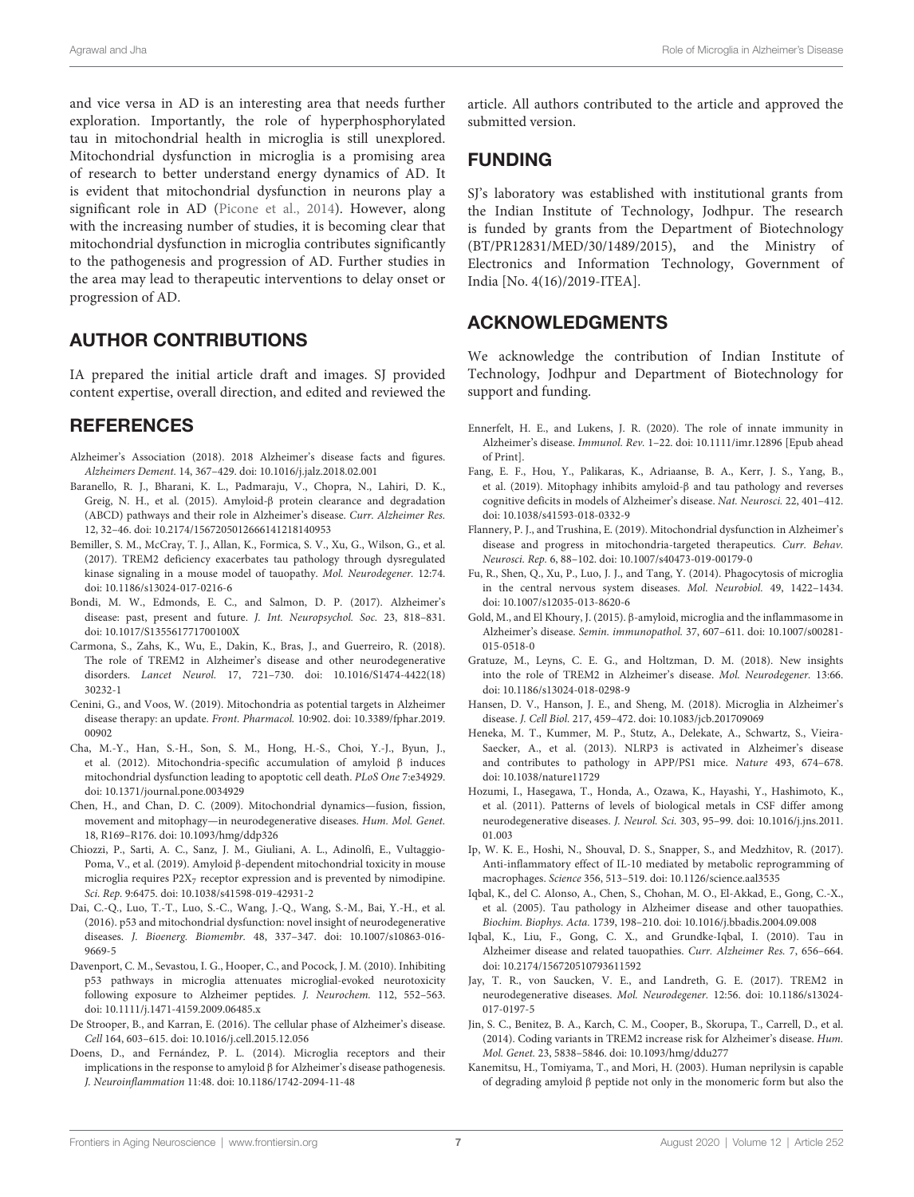and vice versa in AD is an interesting area that needs further exploration. Importantly, the role of hyperphosphorylated tau in mitochondrial health in microglia is still unexplored. Mitochondrial dysfunction in microglia is a promising area of research to better understand energy dynamics of AD. It is evident that mitochondrial dysfunction in neurons play a significant role in AD (Picone et al., 2014). However, along with the increasing number of studies, it is becoming clear that mitochondrial dysfunction in microglia contributes significantly to the pathogenesis and progression of AD. Further studies in the area may lead to therapeutic interventions to delay onset or progression of AD.

## AUTHOR CONTRIBUTIONS

IA prepared the initial article draft and images. SJ provided content expertise, overall direction, and edited and reviewed the article. All authors contributed to the article and approved the submitted version.

## FUNDING

SJ's laboratory was established with institutional grants from the Indian Institute of Technology, Jodhpur. The research is funded by grants from the Department of Biotechnology (BT/PR12831/MED/30/1489/2015), and the Ministry of Electronics and Information Technology, Government of India [No. 4(16)/2019-ITEA].

## ACKNOWLEDGMENTS

We acknowledge the contribution of Indian Institute of Technology, Jodhpur and Department of Biotechnology for support and funding.

## REFERENCES

Alzheimer's Association (2018). 2018 Alzheimer's disease facts and figures. *Alzheimers Dement.* 14, 367–429. doi: 10.1016/j.jalz.2018.02.001

Baranello, R. J., Bharani, K. L., Padmaraju, V., Chopra, N., Lahiri, D. K., Greig, N. H., et al. (2015). Amyloid-β protein clearance and degradation (ABCD) pathways and their role in Alzheimer's disease. *Curr. Alzheimer Res.* 12, 32–46. doi: 10.2174/1567205012666141218140953

Bemiller, S. M., McCray, T. J., Allan, K., Formica, S. V., Xu, G., Wilson, G., et al. (2017). TREM2 deficiency exacerbates tau pathology through dysregulated kinase signaling in a mouse model of tauopathy. *Mol. Neurodegener.* 12:74. doi: 10.1186/s13024-017-0216-6

Bondi, M. W., Edmonds, E. C., and Salmon, D. P. (2017). Alzheimer's disease: past, present and future. *J. Int. Neuropsychol. Soc.* 23, 818–831. doi: 10.1017/S135561771700100X

Carmona, S., Zahs, K., Wu, E., Dakin, K., Bras, J., and Guerreiro, R. (2018). The role of TREM2 in Alzheimer's disease and other neurodegenerative disorders. *Lancet Neurol.* 17, 721–730. doi: 10.1016/S1474-4422(18)30232-1

Cenini, G., and Voos, W. (2019). Mitochondria as potential targets in Alzheimer disease therapy: an update. *Front. Pharmacol.* 10:902. doi: 10.3389/fphar.2019.00902

Cha, M.-Y., Han, S.-H., Son, S. M., Hong, H.-S., Choi, Y.-J., Byun, J., et al. (2012). Mitochondria-specific accumulation of amyloid β induces mitochondrial dysfunction leading to apoptotic cell death. *PLoS One* 7:e34929. doi: 10.1371/journal.pone.0034929

Chen, H., and Chan, D. C. (2009). Mitochondrial dynamics—fusion, fission, movement and mitophagy—in neurodegenerative diseases. *Hum. Mol. Genet.* 18, R169–R176. doi: 10.1093/hmg/ddp326

Chiozzi, P., Sarti, A. C., Sanz, J. M., Giuliani, A. L., Adinolfi, E., Vultaggio-Poma, V., et al. (2019). Amyloid β-dependent mitochondrial toxicity in mouse microglia requires $P2X_7$ receptor expression and is prevented by nimodipine. *Sci. Rep.* 9:6475. doi: 10.1038/s41598-019-42931-2

Dai, C.-Q., Luo, T.-T., Luo, S.-C., Wang, J.-Q., Wang, S.-M., Bai, Y.-H., et al. (2016). p53 and mitochondrial dysfunction: novel insight of neurodegenerative diseases. *J. Bioenerg. Biomembr.* 48, 337–347. doi: 10.1007/s10863-016-9669-5

Davenport, C. M., Sevastou, I. G., Hooper, C., and Pocock, J. M. (2010). Inhibiting p53 pathways in microglia attenuates microglial-evoked neurotoxicity following exposure to Alzheimer peptides. *J. Neurochem.* 112, 552–563. doi: 10.1111/j.1471-4159.2009.06485.x

De Strooper, B., and Karran, E. (2016). The cellular phase of Alzheimer's disease. *Cell* 164, 603–615. doi: 10.1016/j.cell.2015.12.056

Doens, D., and Fernández, P. L. (2014). Microglia receptors and their implications in the response to amyloid β for Alzheimer's disease pathogenesis. *J. Neuroinflammation* 11:48. doi: 10.1186/1742-2094-11-48

Ennerfelt, H. E., and Lukens, J. R. (2020). The role of innate immunity in Alzheimer's disease. *Immunol. Rev.* 1–22. doi: 10.1111/imr.12896 [Epub ahead of Print].

Fang, E. F., Hou, Y., Palikaras, K., Adriaanse, B. A., Kerr, J. S., Yang, B., et al. (2019). Mitophagy inhibits amyloid-β and tau pathology and reverses cognitive deficits in models of Alzheimer's disease. *Nat. Neurosci.* 22, 401–412. doi: 10.1038/s41593-018-0332-9

Flannery, P. J., and Trushina, E. (2019). Mitochondrial dysfunction in Alzheimer's disease and progress in mitochondria-targeted therapeutics. *Curr. Behav. Neurosci. Rep.* 6, 88–102. doi: 10.1007/s40473-019-00179-0

Fu, R., Shen, Q., Xu, P., Luo, J. J., and Tang, Y. (2014). Phagocytosis of microglia in the central nervous system diseases. *Mol. Neurobiol.* 49, 1422–1434. doi: 10.1007/s12035-013-8620-6

Gold, M., and El Khoury, J. (2015). β-amyloid, microglia and the inflammasome in Alzheimer's disease. *Semin. immunopathol.* 37, 607–611. doi: 10.1007/s00281-015-0518-0

Gratuze, M., Leyns, C. E. G., and Holtzman, D. M. (2018). New insights into the role of TREM2 in Alzheimer's disease. *Mol. Neurodegener.* 13:66. doi: 10.1186/s13024-018-0298-9

Hansen, D. V., Hanson, J. E., and Sheng, M. (2018). Microglia in Alzheimer's disease. *J. Cell Biol.* 217, 459–472. doi: 10.1083/jcb.201709069

Heneka, M. T., Kummer, M. P., Stutz, A., Delekate, A., Schwartz, S., Vieira-Saecker, A., et al. (2013). NLRP3 is activated in Alzheimer's disease and contributes to pathology in APP/PS1 mice. *Nature* 493, 674–678. doi: 10.1038/nature11729

Hozumi, I., Hasegawa, T., Honda, A., Ozawa, K., Hayashi, Y., Hashimoto, K., et al. (2011). Patterns of levels of biological metals in CSF differ among neurodegenerative diseases. *J. Neurol. Sci.* 303, 95–99. doi: 10.1016/j.jns.2011.01.003

Ip, W. K. E., Hoshi, N., Shouval, D. S., Snapper, S., and Medzhitov, R. (2017). Anti-inflammatory effect of IL-10 mediated by metabolic reprogramming of macrophages. *Science* 356, 513–519. doi: 10.1126/science.aal3535

Iqbal, K., del C. Alonso, A., Chen, S., Chohan, M. O., El-Akkad, E., Gong, C.-X., et al. (2005). Tau pathology in Alzheimer disease and other tauopathies. *Biochim. Biophys. Acta.* 1739, 198–210. doi: 10.1016/j.bbadis.2004.09.008

Iqbal, K., Liu, F., Gong, C. X., and Grundke-Iqbal, I. (2010). Tau in Alzheimer disease and related tauopathies. *Curr. Alzheimer Res.* 7, 656–664. doi: 10.2174/156720510793611592

Jay, T. R., von Saucken, V. E., and Landreth, G. E. (2017). TREM2 in neurodegenerative diseases. *Mol. Neurodegener.* 12:56. doi: 10.1186/s13024-017-0197-5

Jin, S. C., Benitez, B. A., Karch, C. M., Cooper, B., Skorupa, T., Carrell, D., et al. (2014). Coding variants in TREM2 increase risk for Alzheimer's disease. *Hum. Mol. Genet.* 23, 5838–5846. doi: 10.1093/hmg/ddu277

Kanemitsu, H., Tomiyama, T., and Mori, H. (2003). Human neprilysin is capable of degrading amyloid β peptide not only in the monomeric form but also the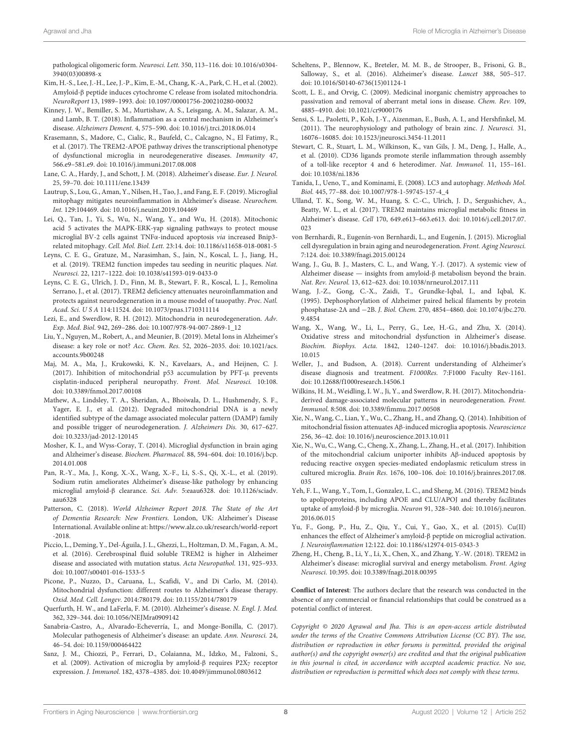pathological oligomeric form. Neurosci. Lett. 350, 113–116. doi: 10.1016/s0304-3940(03)00898-x

Kim, H.-S., Lee, J.-H., Lee, J.-P., Kim, E.-M., Chang, K.-A., Park, C. H., et al. (2002). Amyloid-β peptide induces cytochrome C release from isolated mitochondria. NeuroReport 13, 1989–1993. doi: 10.1097/00001756-200210280-00032

Kinney, J. W., Bemiller, S. M., Murtishaw, A. S., Leisgang, A. M., Salazar, A. M., and Lamb, B. T. (2018). Inflammation as a central mechanism in Alzheimer's disease. Alzheimers Dement. 4, 575–590. doi: 10.1016/j.trci.2018.06.014

Krasemann, S., Madore, C., Cialic, R., Baufeld, C., Calcagno, N., El Fatimy, R., et al. (2017). The TREM2-APOE pathway drives the transcriptional phenotype of dysfunctional microglia in neurodegenerative diseases. Immunity 47, 566.e9–581.e9. doi: 10.1016/j.immuni.2017.08.008

Lane, C. A., Hardy, J., and Schott, J. M. (2018). Alzheimer's disease. Eur. J. Neurol. 25, 59–70. doi: 10.1111/ene.13439

Lautrup, S., Lou, G., Aman, Y., Nilsen, H., Tao, J., and Fang, E. F. (2019). Microglial mitophagy mitigates neuroinflammation in Alzheimer's disease. Neurochem. Int. 129:104469. doi: 10.1016/j.neuint.2019.104469

Lei, Q., Tan, J., Yi, S., Wu, N., Wang, Y., and Wu, H. (2018). Mitochonic acid 5 activates the MAPK-ERK-yap signaling pathways to protect mouse microglial BV-2 cells against TNFα-induced apoptosis *via* increased Bnip3-related mitophagy. Cell. Mol. Biol. Lett. 23:14. doi: 10.1186/s11658-018-0081-5

Leyns, C. E. G., Gratuze, M., Narasimhan, S., Jain, N., Koscal, L. J., Jiang, H., et al. (2019). TREM2 function impedes tau seeding in neuritic plaques. Nat. Neurosci. 22, 1217–1222. doi: 10.1038/s41593-019-0433-0

Leyns, C. E. G., Ulrich, J. D., Finn, M. B., Stewart, F. R., Koscal, L. J., Remolina Serrano, J., et al. (2017). TREM2 deficiency attenuates neuroinflammation and protects against neurodegeneration in a mouse model of tauopathy. Proc. Natl. Acad. Sci. U S A 114:11524. doi: 10.1073/pnas.1710311114

Lezi, E., and Swerdlow, R. H. (2012). Mitochondria in neurodegeneration. Adv. Exp. Med. Biol. 942, 269–286. doi: 10.1007/978-94-007-2869-1_12

Liu, Y., Nguyen, M., Robert, A., and Meunier, B. (2019). Metal Ions in Alzheimer's disease: a key role or not? Acc. Chem. Res. 52, 2026–2035. doi: 10.1021/acs.accounts.9b00248

Maj, M. A., Ma, J., Krukowski, K. N., Kavelaars, A., and Heijnen, C. J. (2017). Inhibition of mitochondrial p53 accumulation by PFT-μ prevents cisplatin-induced peripheral neuropathy. Front. Mol. Neurosci. 10:108. doi: 10.3389/fnmol.2017.00108

Mathew, A., Lindsley, T. A., Sheridan, A., Bhoiwala, D. L., Hushmendy, S. F., Yager, E. J., et al. (2012). Degraded mitochondrial DNA is a newly identified subtype of the damage associated molecular pattern (DAMP) family and possible trigger of neurodegeneration. J. Alzheimers Dis. 30, 617–627. doi: 10.3233/jad-2012-120145

Mosher, K. I., and Wyss-Coray, T. (2014). Microglial dysfunction in brain aging and Alzheimer's disease. Biochem. Pharmacol. 88, 594–604. doi: 10.1016/j.bcp.2014.01.008

Pan, R.-Y., Ma, J., Kong, X.-X., Wang, X.-F., Li, S.-S., Qi, X.-L., et al. (2019). Sodium rutin ameliorates Alzheimer's disease-like pathology by enhancing microglial amyloid-β clearance. Sci. Adv. 5:eaau6328. doi: 10.1126/sciadv.aau6328

Patterson, C. (2018). *World Alzheimer Report 2018. The State of the Art of Dementia Research: New Frontiers.* London, UK: Alzheimer's Disease International. Available online at: https://www.alz.co.uk/research/world-report-2018.

Piccio, L., Deming, Y., Del-Águila, J. L., Ghezzi, L., Holtzman, D. M., Fagan, A. M., et al. (2016). Cerebrospinal fluid soluble TREM2 is higher in Alzheimer disease and associated with mutation status. Acta Neuropathol. 131, 925–933. doi: 10.1007/s00401-016-1533-5

Picone, P., Nuzzo, D., Caruana, L., Scafidi, V., and Di Carlo, M. (2014). Mitochondrial dysfunction: different routes to Alzheimer's disease therapy. Oxid. Med. Cell. Longev. 2014:780179. doi: 10.1155/2014/780179

Querfurth, H. W., and LaFerla, F. M. (2010). Alzheimer's disease. N. Engl. J. Med. 362, 329–344. doi: 10.1056/NEJMra0909142

Sanabria-Castro, A., Alvarado-Echeverría, I., and Monge-Bonilla, C. (2017). Molecular pathogenesis of Alzheimer's disease: an update. Ann. Neurosci. 24, 46–54. doi: 10.1159/000464422

Sanz, J. M., Chiozzi, P., Ferrari, D., Colaianna, M., Idzko, M., Falzoni, S., et al. (2009). Activation of microglia by amyloid-β requires $P2X_7$ receptor expression. J. Immunol. 182, 4378–4385. doi: 10.4049/jimmunol.0803612

Scheltens, P., Blennow, K., Breteler, M. M. B., de Strooper, B., Frisoni, G. B., Salloway, S., et al. (2016). Alzheimer's disease. Lancet 388, 505–517. doi: 10.1016/S0140-6736(15)01124-1

Scott, L. E., and Orvig, C. (2009). Medicinal inorganic chemistry approaches to passivation and removal of aberrant metal ions in disease. Chem. Rev. 109, 4885–4910. doi: 10.1021/cr9000176

Sensi, S. L., Paoletti, P., Koh, J.-Y., Aizenman, E., Bush, A. I., and Hershfinkel, M. (2011). The neurophysiology and pathology of brain zinc. J. Neurosci. 31, 16076–16085. doi: 10.1523/jneurosci.3454-11.2011

Stewart, C. R., Stuart, L. M., Wilkinson, K., van Gils, J. M., Deng, J., Halle, A., et al. (2010). CD36 ligands promote sterile inflammation through assembly of a toll-like receptor 4 and 6 heterodimer. Nat. Immunol. 11, 155–161. doi: 10.1038/ni.1836

Tanida, I., Ueno, T., and Kominami, E. (2008). LC3 and autophagy. Methods Mol. Biol. 445, 77–88. doi: 10.1007/978-1-59745-157-4_4

Ulland, T. K., Song, W. M., Huang, S. C.-C., Ulrich, J. D., Sergushichev, A., Beatty, W. L., et al. (2017). TREM2 maintains microglial metabolic fitness in Alzheimer's disease. Cell 170, 649.e613–663.e613. doi: 10.1016/j.cell.2017.07.023

von Bernhardi, R., Eugenín-von Bernhardi, L., and Eugenín, J. (2015). Microglial cell dysregulation in brain aging and neurodegeneration. Front. Aging Neurosci. 7:124. doi: 10.3389/fnagi.2015.00124

Wang, J., Gu, B. J., Masters, C. L., and Wang, Y.-J. (2017). A systemic view of Alzheimer disease — insights from amyloid-β metabolism beyond the brain. Nat. Rev. Neurol. 13, 612–623. doi: 10.1038/nrneurol.2017.111

Wang, J.-Z., Gong, C.-X., Zaidi, T., Grundke-Iqbal, I., and Iqbal, K. (1995). Dephosphorylation of Alzheimer paired helical filaments by protein phosphatase-2A and −2B. J. Biol. Chem. 270, 4854–4860. doi: 10.1074/jbc.270.9.4854

Wang, X., Wang, W., Li, L., Perry, G., Lee, H.-G., and Zhu, X. (2014). Oxidative stress and mitochondrial dysfunction in Alzheimer's disease. Biochim. Biophys. Acta. 1842, 1240–1247. doi: 10.1016/j.bbadis.2013.10.015

Weller, J., and Budson, A. (2018). Current understanding of Alzheimer's disease diagnosis and treatment. F1000Res. 7:F1000 Faculty Rev-1161. doi: 10.12688/f1000research.14506.1

Wilkins, H. M., Weidling, I. W., Ji, Y., and Swerdlow, R. H. (2017). Mitochondria-derived damage-associated molecular patterns in neurodegeneration. Front. Immunol. 8:508. doi: 10.3389/fimmu.2017.00508

Xie, N., Wang, C., Lian, Y., Wu, C., Zhang, H., and Zhang, Q. (2014). Inhibition of mitochondrial fission attenuates Aβ-induced microglia apoptosis. Neuroscience 256, 36–42. doi: 10.1016/j.neuroscience.2013.10.011

Xie, N., Wu, C., Wang, C., Cheng, X., Zhang, L., Zhang, H., et al. (2017). Inhibition of the mitochondrial calcium uniporter inhibits Aβ-induced apoptosis by reducing reactive oxygen species-mediated endoplasmic reticulum stress in cultured microglia. Brain Res. 1676, 100–106. doi: 10.1016/j.brainres.2017.08.035

Yeh, F. L., Wang, Y., Tom, I., Gonzalez, L. C., and Sheng, M. (2016). TREM2 binds to apolipoproteins, including APOE and CLU/APOJ and thereby facilitates uptake of amyloid-β by microglia. Neuron 91, 328–340. doi: 10.1016/j.neuron.2016.06.015

Yu, F., Gong, P., Hu, Z., Qiu, Y., Cui, Y., Gao, X., et al. (2015). Cu(II) enhances the effect of Alzheimer's amyloid-β peptide on microglial activation. J. Neuroinflammation 12:122. doi: 10.1186/s12974-015-0343-3

Zheng, H., Cheng, B., Li, Y., Li, X., Chen, X., and Zhang, Y.-W. (2018). TREM2 in Alzheimer's disease: microglial survival and energy metabolism. Front. Aging Neurosci. 10:395. doi: 10.3389/fnagi.2018.00395

**Conflict of Interest**: The authors declare that the research was conducted in the absence of any commercial or financial relationships that could be construed as a potential conflict of interest.

*Copyright © 2020 Agrawal and Jha. This is an open-access article distributed under the terms of the Creative Commons Attribution License (CC BY). The use, distribution or reproduction in other forums is permitted, provided the original author(s) and the copyright owner(s) are credited and that the original publication in this journal is cited, in accordance with accepted academic practice. No use, distribution or reproduction is permitted which does not comply with these terms.*